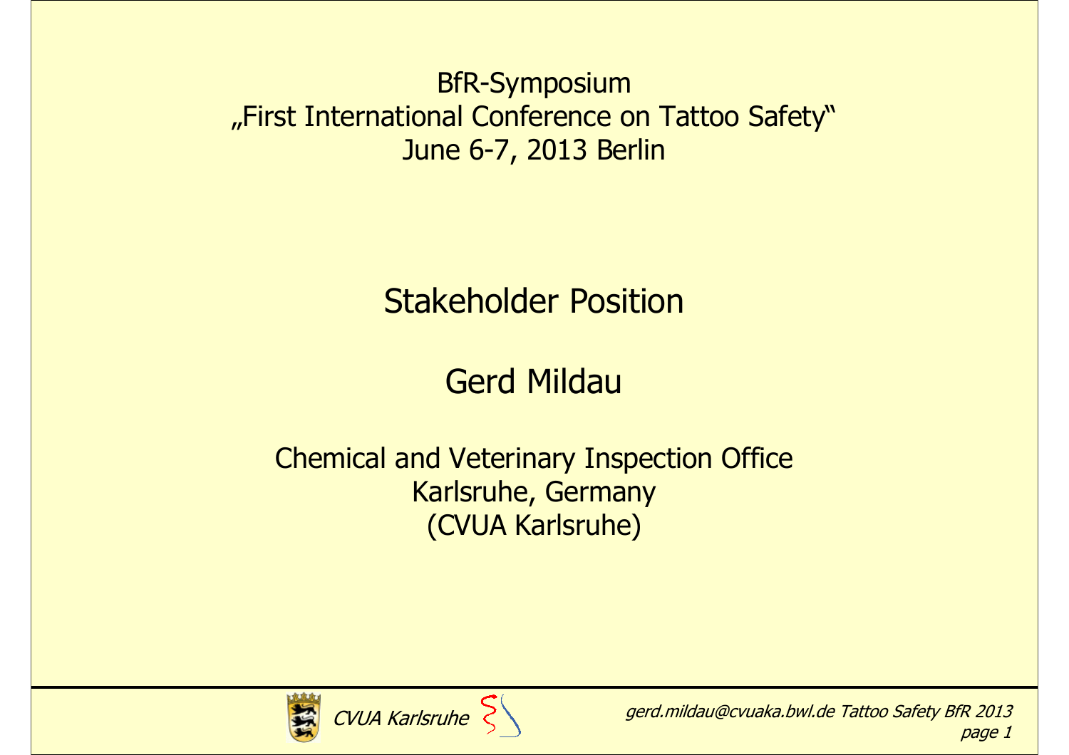BfR-Symposium
„First International Conference on Tattoo Safety"
June 6-7, 2013 Berlin

# Stakeholder Position

## Gerd Mildau

Chemical and Veterinary Inspection Office
Karlsruhe, Germany
(CVUA Karlsruhe)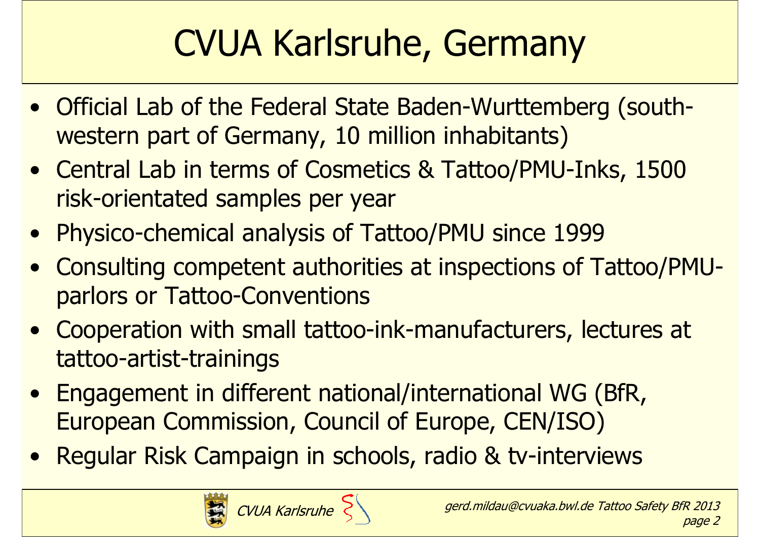# CVUA Karlsruhe, Germany

- Official Lab of the Federal State Baden-Wurttemberg (south-western part of Germany, 10 million inhabitants)
- Central Lab in terms of Cosmetics & Tattoo/PMU-Inks, 1500 risk-orientated samples per year
- Physico-chemical analysis of Tattoo/PMU since 1999
- Consulting competent authorities at inspections of Tattoo/PMU-parlors or Tattoo-Conventions
- Cooperation with small tattoo-ink-manufacturers, lectures at tattoo-artist-trainings
- Engagement in different national/international WG (BfR, European Commission, Council of Europe, CEN/ISO)
- Regular Risk Campaign in schools, radio & tv-interviews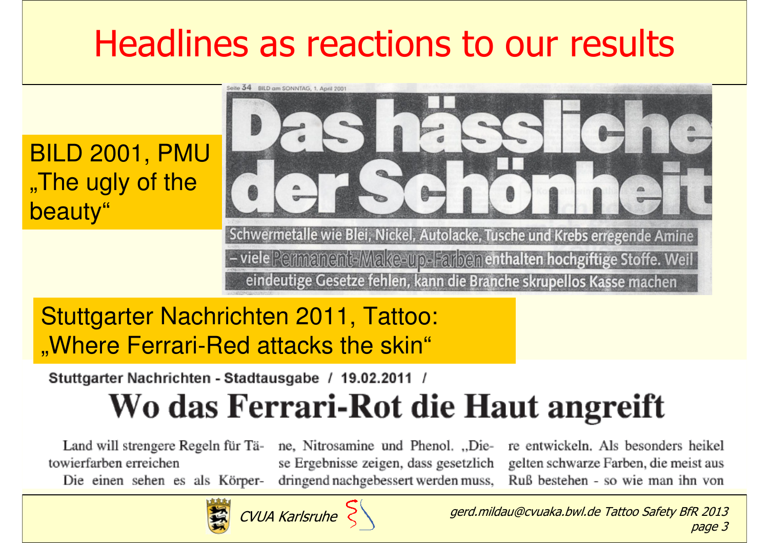# Headlines as reactions to our results

BILD 2001, PMU
„The ugly of the beauty"

Seite 34 BILD am SONNTAG, 1. April 2001

## Das hässliche der Schönheit

Schwermetalle wie Blei, Nickel, Autolacke, Tusche und Krebs erregende Amine – viele Permanent-Make-up-Farben enthalten hochgiftige Stoffe. Weil eindeutige Gesetze fehlen, kann die Branche skrupellos Kasse machen

Stuttgarter Nachrichten 2011, Tattoo:
„Where Ferrari-Red attacks the skin"

Stuttgarter Nachrichten - Stadtausgabe / 19.02.2011 /

## Wo das Ferrari-Rot die Haut angreift

Land will strengere Regeln für Tätowierfarben erreichen

Die einen sehen es als Körper- ne, Nitrosamine und Phenol. „Diese Ergebnisse zeigen, dass gesetzlich dringend nachgebessert werden muss, re entwickeln. Als besonders heikel gelten schwarze Farben, die meist aus Ruß bestehen - so wie man ihn von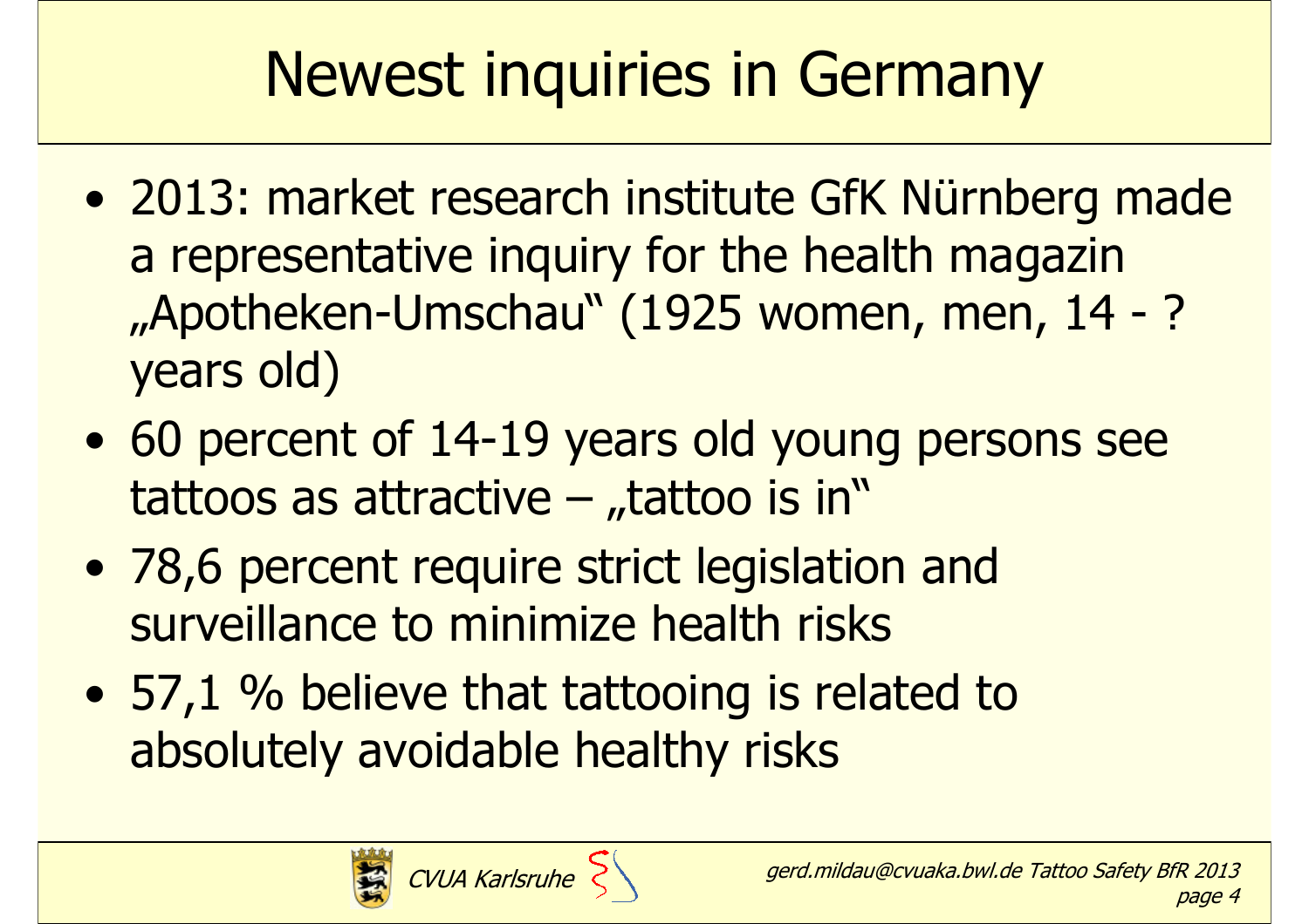# Newest inquiries in Germany

- 2013: market research institute GfK Nürnberg made a representative inquiry for the health magazin „Apotheken-Umschau" (1925 women, men, 14 - ? years old)
- 60 percent of 14-19 years old young persons see tattoos as attractive – „tattoo is in"
- 78,6 percent require strict legislation and surveillance to minimize health risks
- 57,1 % believe that tattooing is related to absolutely avoidable healthy risks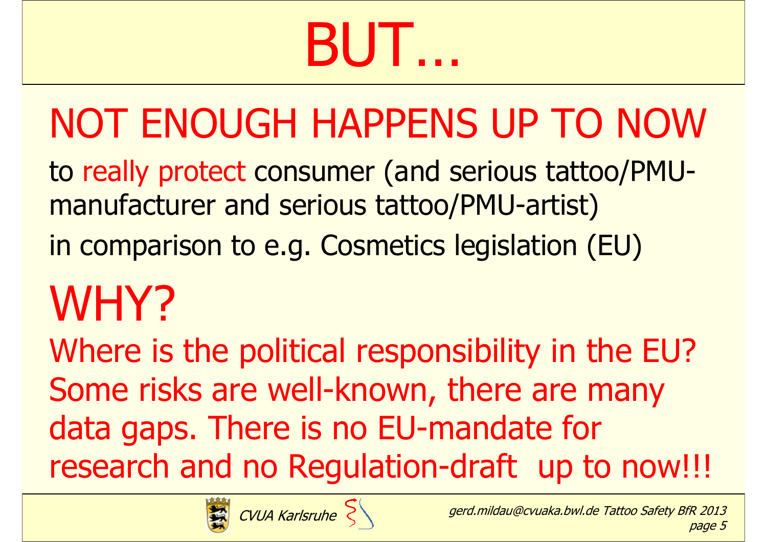# BUT…

## NOT ENOUGH HAPPENS UP TO NOW

to really protect consumer (and serious tattoo/PMU-manufacturer and serious tattoo/PMU-artist)

in comparison to e.g. Cosmetics legislation (EU)

## WHY?

Where is the political responsibility in the EU? Some risks are well-known, there are many data gaps. There is no EU-mandate for research and no Regulation-draft up to now!!!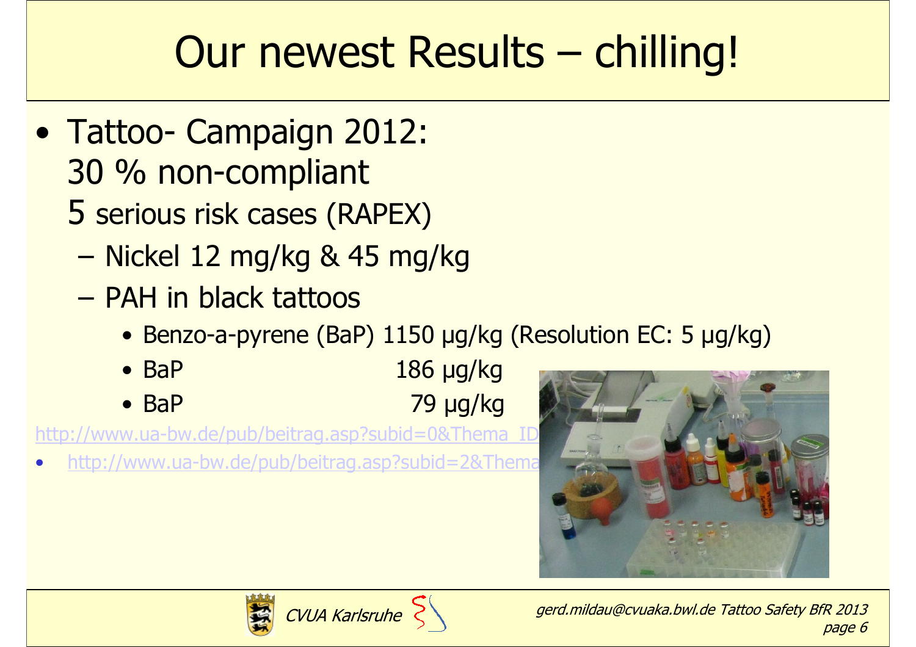# Our newest Results – chilling!

- Tattoo- Campaign 2012:
  30 % non-compliant
  5 serious risk cases (RAPEX)
  - Nickel 12 mg/kg & 45 mg/kg
  - PAH in black tattoos
    - Benzo-a-pyrene (BaP) 1150 µg/kg (Resolution EC: 5 µg/kg)
    - BaP 186 µg/kg
    - BaP 79 µg/kg

http://www.ua-bw.de/pub/beitrag.asp?subid=0&Thema_ID

- http://www.ua-bw.de/pub/beitrag.asp?subid=2&Thema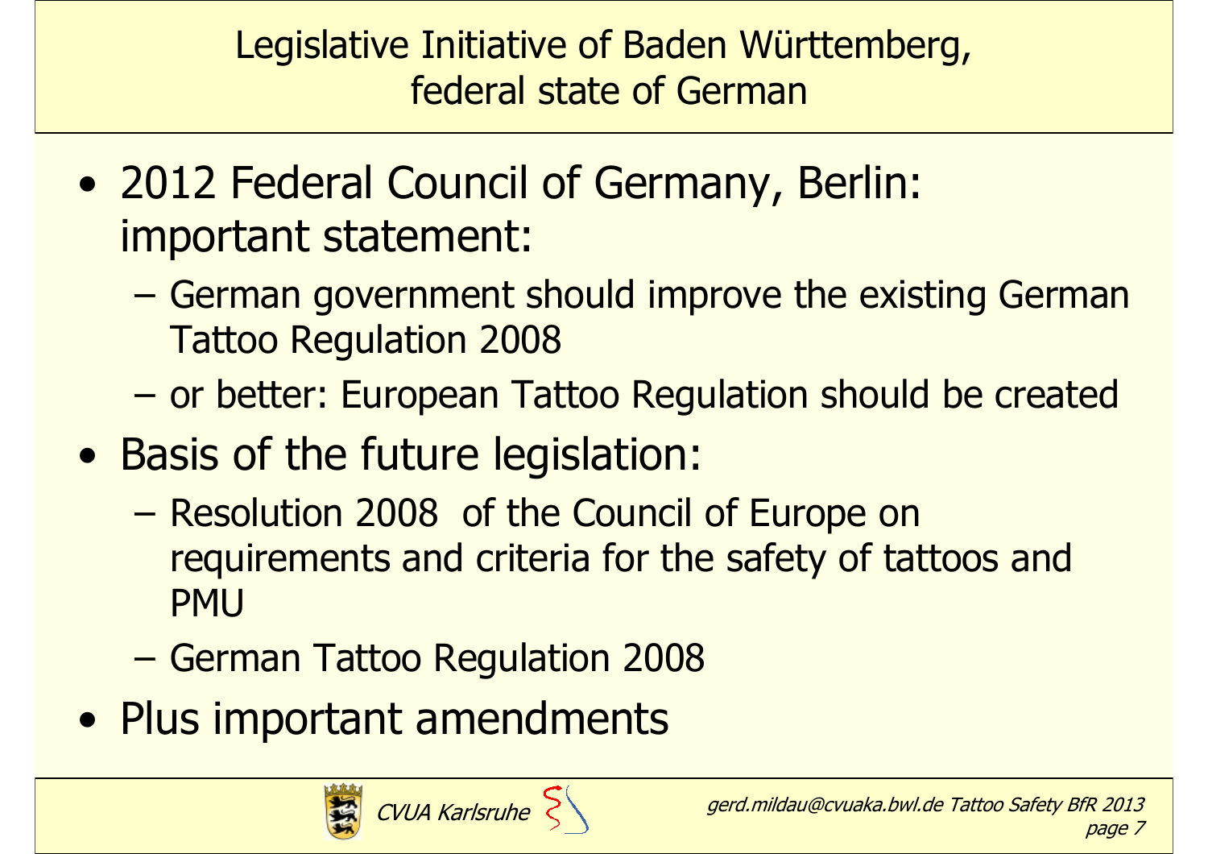# Legislative Initiative of Baden Württemberg, federal state of German

- 2012 Federal Council of Germany, Berlin: important statement:
  - German government should improve the existing German Tattoo Regulation 2008
  - or better: European Tattoo Regulation should be created
- Basis of the future legislation:
  - Resolution 2008 of the Council of Europe on requirements and criteria for the safety of tattoos and PMU
  - German Tattoo Regulation 2008
- Plus important amendments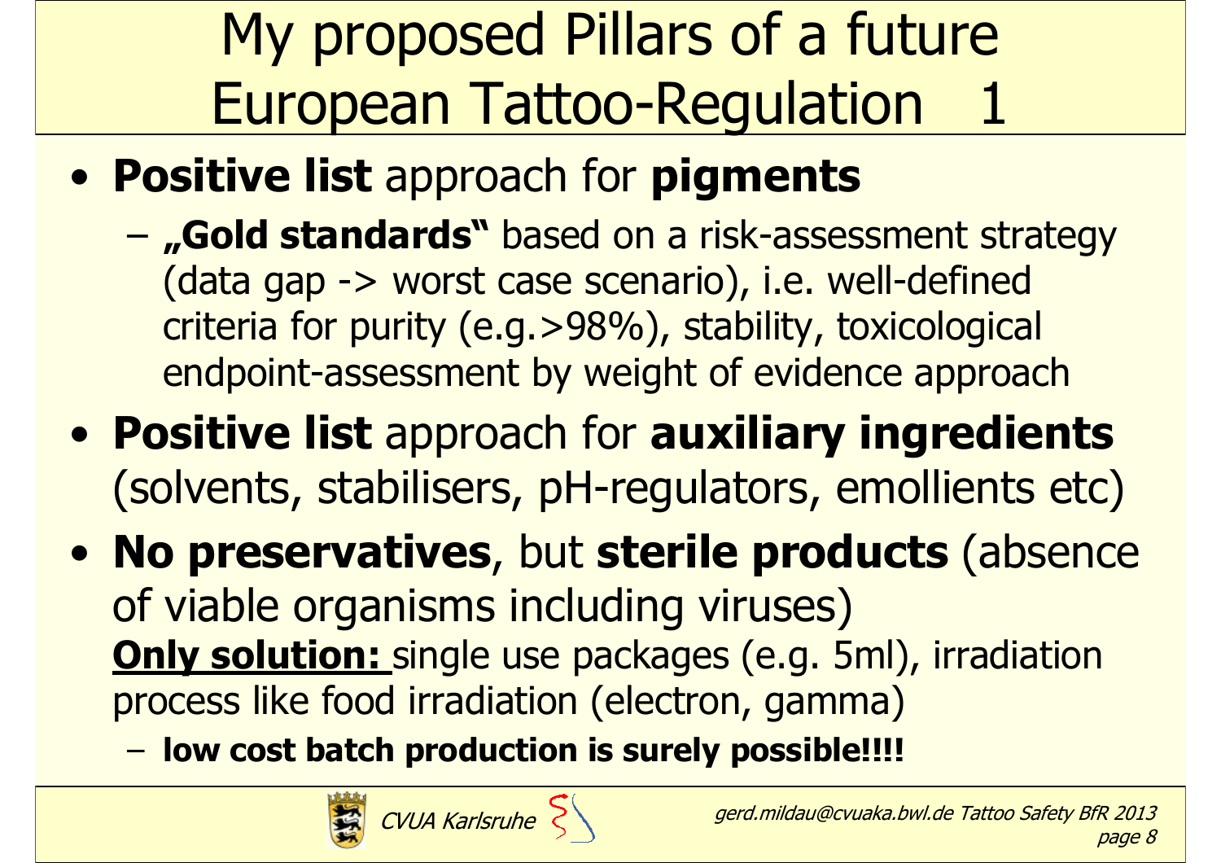# My proposed Pillars of a future European Tattoo-Regulation 1

- **Positive list** approach for **pigments**
  - **„Gold standards"** based on a risk-assessment strategy (data gap -> worst case scenario), i.e. well-defined criteria for purity (e.g.>98%), stability, toxicological endpoint-assessment by weight of evidence approach
- **Positive list** approach for **auxiliary ingredients** (solvents, stabilisers, pH-regulators, emollients etc)
- **No preservatives**, but **sterile products** (absence of viable organisms including viruses)
  **<u>Only solution:</u>** single use packages (e.g. 5ml), irradiation process like food irradiation (electron, gamma)
  - **low cost batch production is surely possible!!!!**

CVUA Karlsruhe

*gerd.mildau@cvuaka.bwl.de Tattoo Safety BfR 2013*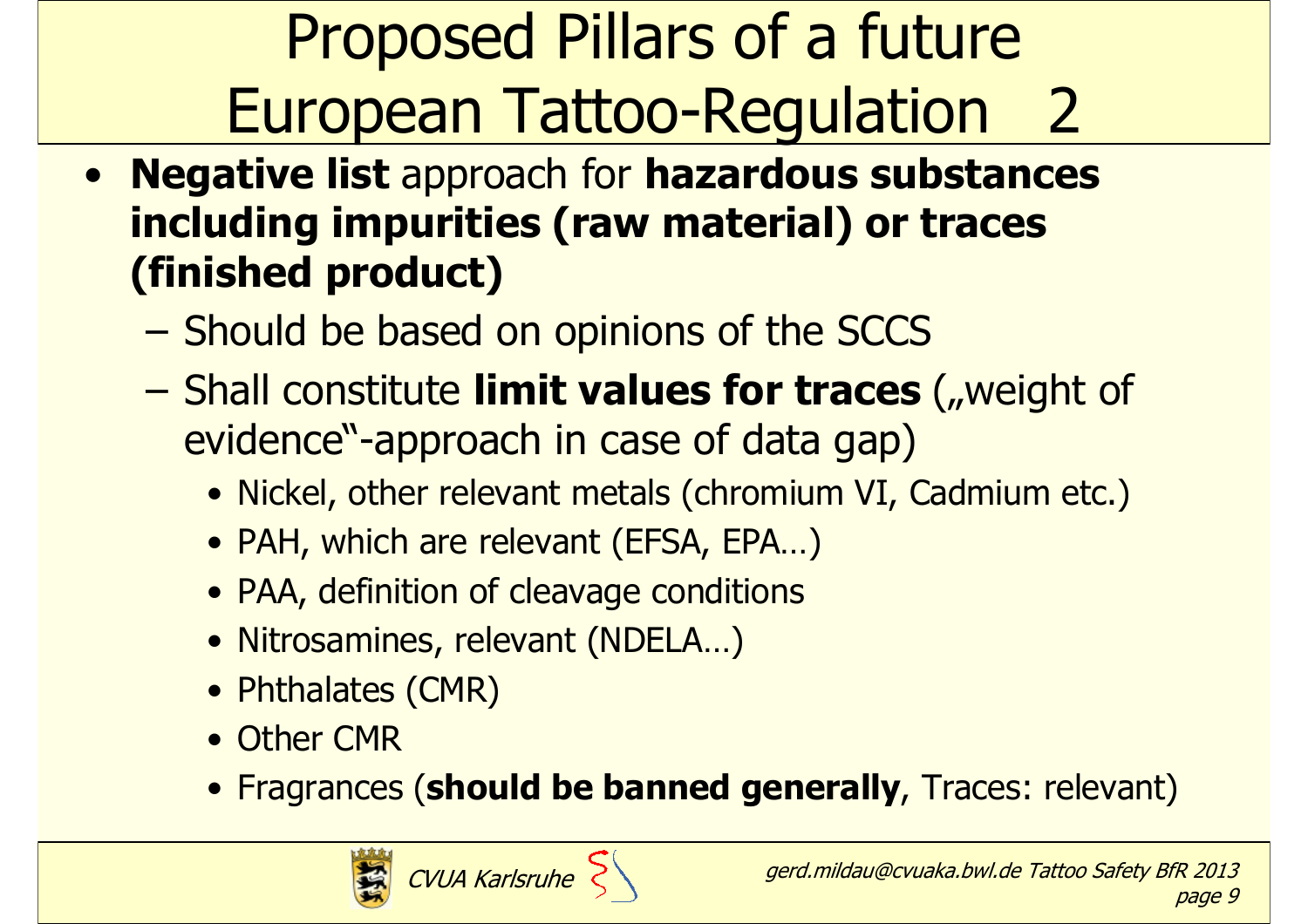# Proposed Pillars of a future European Tattoo-Regulation 2

- **Negative list** approach for **hazardous substances including impurities (raw material) or traces (finished product)**
  - Should be based on opinions of the SCCS
  - Shall constitute **limit values for traces** („weight of evidence"-approach in case of data gap)
    - Nickel, other relevant metals (chromium VI, Cadmium etc.)
    - PAH, which are relevant (EFSA, EPA…)
    - PAA, definition of cleavage conditions
    - Nitrosamines, relevant (NDELA…)
    - Phthalates (CMR)
    - Other CMR
    - Fragrances (**should be banned generally**, Traces: relevant)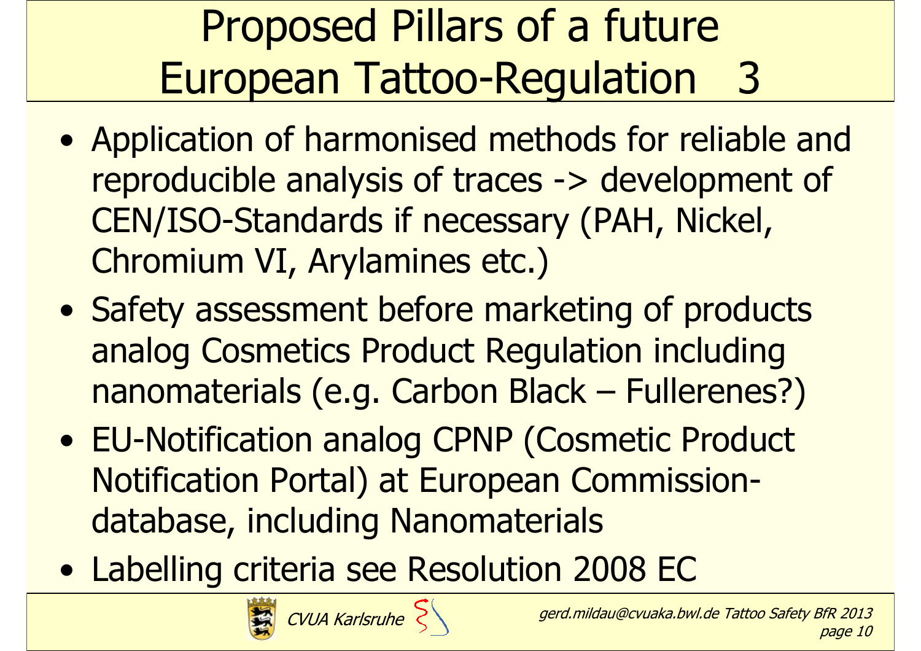# Proposed Pillars of a future European Tattoo-Regulation 3

- Application of harmonised methods for reliable and reproducible analysis of traces -> development of CEN/ISO-Standards if necessary (PAH, Nickel, Chromium VI, Arylamines etc.)
- Safety assessment before marketing of products analog Cosmetics Product Regulation including nanomaterials (e.g. Carbon Black – Fullerenes?)
- EU-Notification analog CPNP (Cosmetic Product Notification Portal) at European Commission-database, including Nanomaterials
- Labelling criteria see Resolution 2008 EC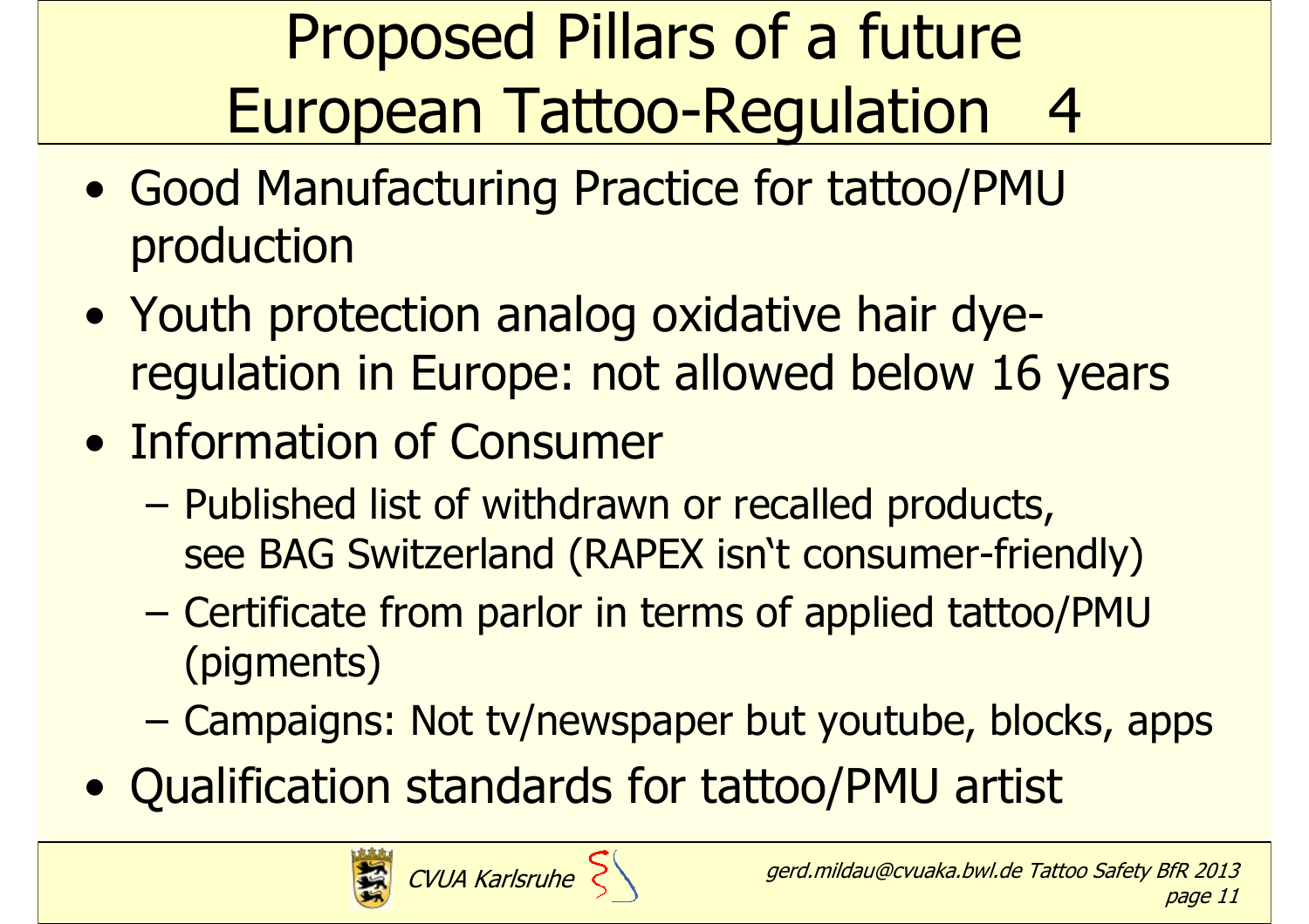# Proposed Pillars of a future European Tattoo-Regulation 4

- Good Manufacturing Practice for tattoo/PMU production
- Youth protection analog oxidative hair dye-regulation in Europe: not allowed below 16 years
- Information of Consumer
  - Published list of withdrawn or recalled products, see BAG Switzerland (RAPEX isn't consumer-friendly)
  - Certificate from parlor in terms of applied tattoo/PMU (pigments)
  - Campaigns: Not tv/newspaper but youtube, blocks, apps
- Qualification standards for tattoo/PMU artist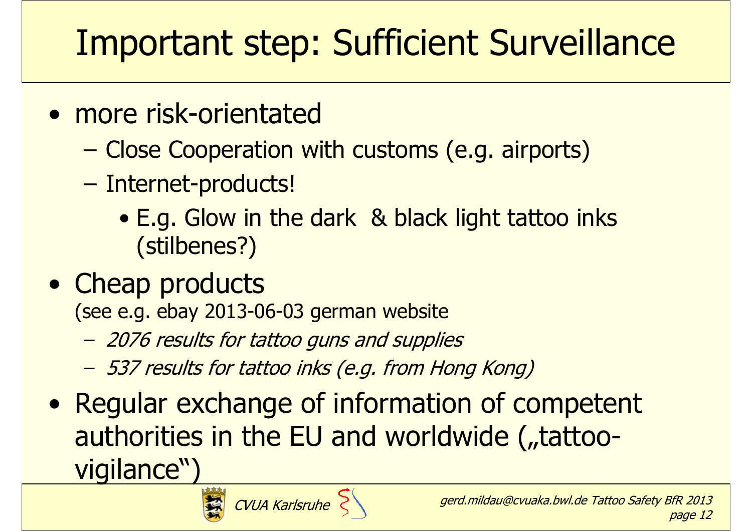# Important step: Sufficient Surveillance

- more risk-orientated
  - Close Cooperation with customs (e.g. airports)
  - Internet-products!
    - E.g. Glow in the dark & black light tattoo inks (stilbenes?)
- Cheap products
  (see e.g. ebay 2013-06-03 german website
  - *2076 results for tattoo guns and supplies*
  - *537 results for tattoo inks (e.g. from Hong Kong)*
- Regular exchange of information of competent authorities in the EU and worldwide („tattoo-vigilance")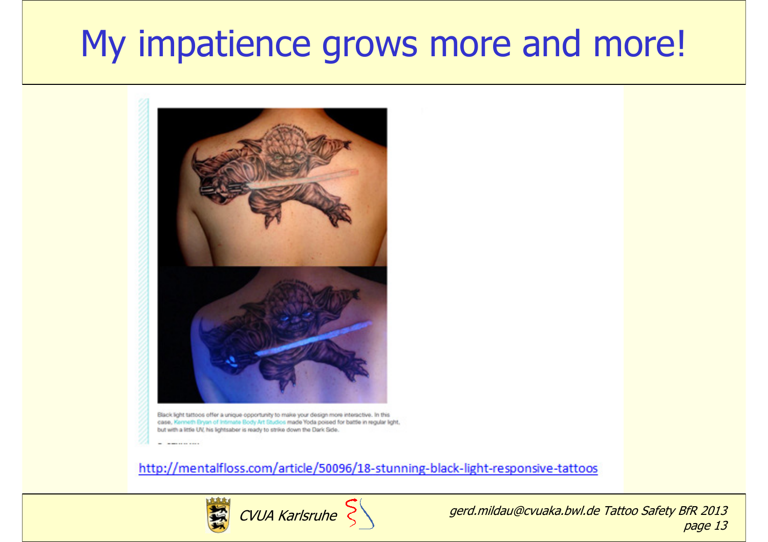# My impatience grows more and more!

Black light tattoos offer a unique opportunity to make your design more interactive. In this case, Kenneth Bryan of Intimate Body Art Studios made Yoda poised for battle in regular light, but with a little UV, his lightsaber is ready to strike down the Dark Side.

http://mentalfloss.com/article/50096/18-stunning-black-light-responsive-tattoos